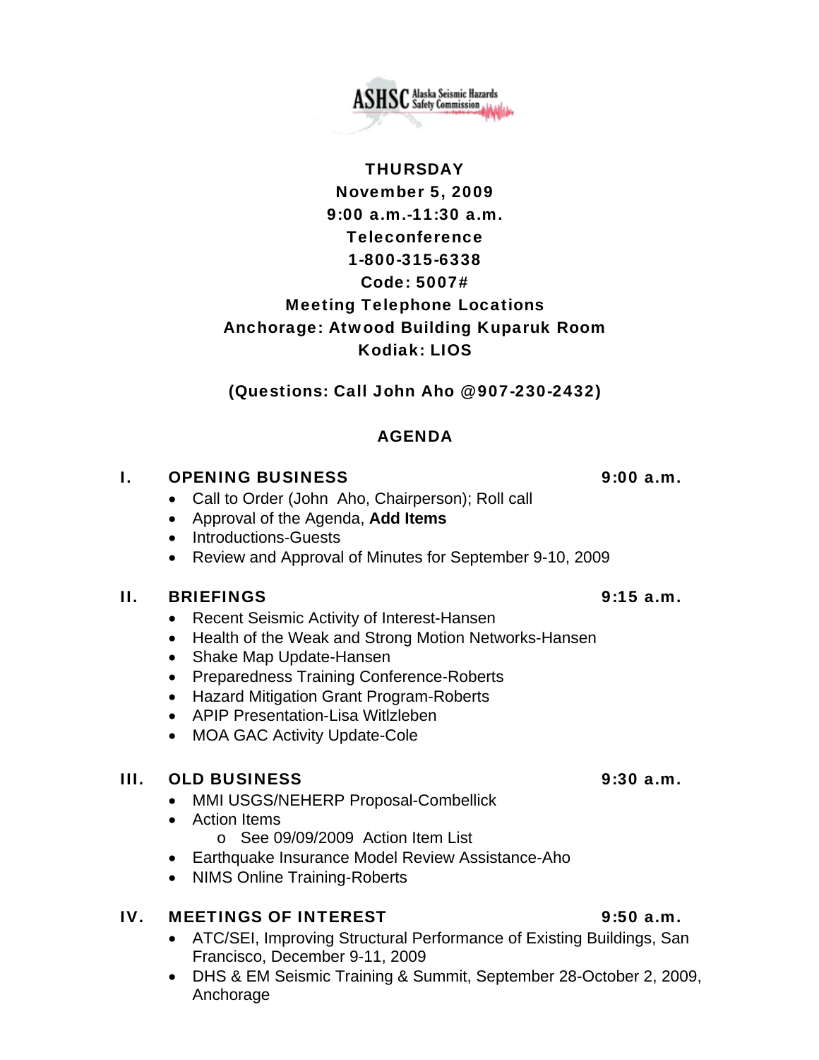ASHSC Alaska Seismic Hazards Safety Commission

**THURSDAY**

**November 5, 2009**

**9:00 a.m.-11:30 a.m.**

**Teleconference**

**1-800-315-6338**

**Code: 5007#**

**Meeting Telephone Locations**

**Anchorage: Atwood Building Kuparuk Room**

**Kodiak: LIOS**

**(Questions: Call John Aho @907-230-2432)**

## AGENDA

### I. OPENING BUSINESS — 9:00 a.m.

- Call to Order (John Aho, Chairperson); Roll call
- Approval of the Agenda, **Add Items**
- Introductions-Guests
- Review and Approval of Minutes for September 9-10, 2009

### II. BRIEFINGS — 9:15 a.m.

- Recent Seismic Activity of Interest-Hansen
- Health of the Weak and Strong Motion Networks-Hansen
- Shake Map Update-Hansen
- Preparedness Training Conference-Roberts
- Hazard Mitigation Grant Program-Roberts
- APIP Presentation-Lisa Witlzleben
- MOA GAC Activity Update-Cole

### III. OLD BUSINESS — 9:30 a.m.

- MMI USGS/NEHERP Proposal-Combellick
- Action Items
  - See 09/09/2009 Action Item List
- Earthquake Insurance Model Review Assistance-Aho
- NIMS Online Training-Roberts

### IV. MEETINGS OF INTEREST — 9:50 a.m.

- ATC/SEI, Improving Structural Performance of Existing Buildings, San Francisco, December 9-11, 2009
- DHS & EM Seismic Training & Summit, September 28-October 2, 2009, Anchorage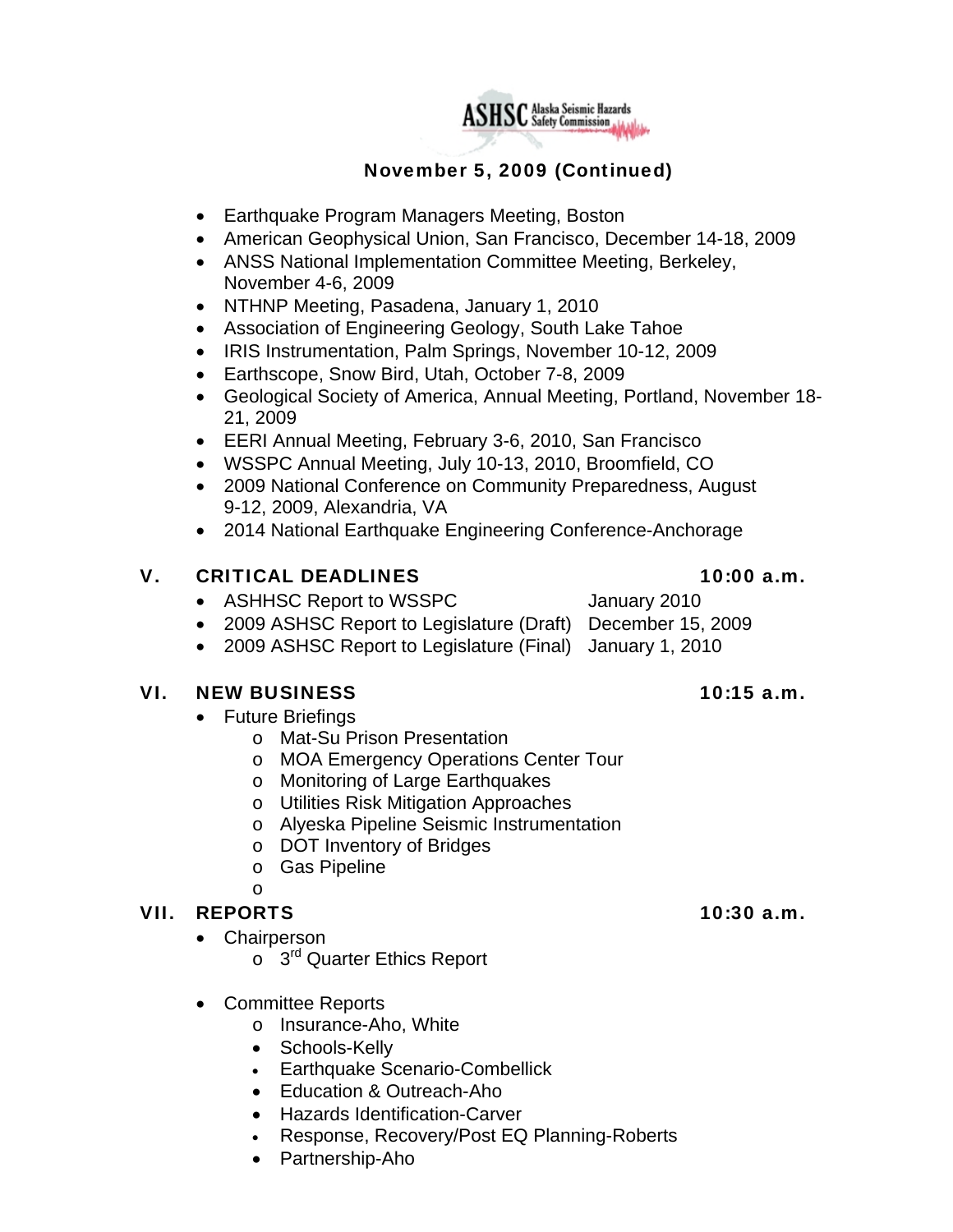**November 5, 2009 (Continued)**

- Earthquake Program Managers Meeting, Boston
- American Geophysical Union, San Francisco, December 14-18, 2009
- ANSS National Implementation Committee Meeting, Berkeley, November 4-6, 2009
- NTHNP Meeting, Pasadena, January 1, 2010
- Association of Engineering Geology, South Lake Tahoe
- IRIS Instrumentation, Palm Springs, November 10-12, 2009
- Earthscope, Snow Bird, Utah, October 7-8, 2009
- Geological Society of America, Annual Meeting, Portland, November 18-21, 2009
- EERI Annual Meeting, February 3-6, 2010, San Francisco
- WSSPC Annual Meeting, July 10-13, 2010, Broomfield, CO
- 2009 National Conference on Community Preparedness, August 9-12, 2009, Alexandria, VA
- 2014 National Earthquake Engineering Conference-Anchorage

## V. CRITICAL DEADLINES — 10:00 a.m.

- ASHHSC Report to WSSPC — January 2010
- 2009 ASHSC Report to Legislature (Draft) — December 15, 2009
- 2009 ASHSC Report to Legislature (Final) — January 1, 2010

## VI. NEW BUSINESS — 10:15 a.m.

- Future Briefings
  - Mat-Su Prison Presentation
  - MOA Emergency Operations Center Tour
  - Monitoring of Large Earthquakes
  - Utilities Risk Mitigation Approaches
  - Alyeska Pipeline Seismic Instrumentation
  - DOT Inventory of Bridges
  - Gas Pipeline
  - 

## VII. REPORTS — 10:30 a.m.

- Chairperson
  - 3rd Quarter Ethics Report

- Committee Reports
  - Insurance-Aho, White
  - Schools-Kelly
  - Earthquake Scenario-Combellick
  - Education & Outreach-Aho
  - Hazards Identification-Carver
  - Response, Recovery/Post EQ Planning-Roberts
  - Partnership-Aho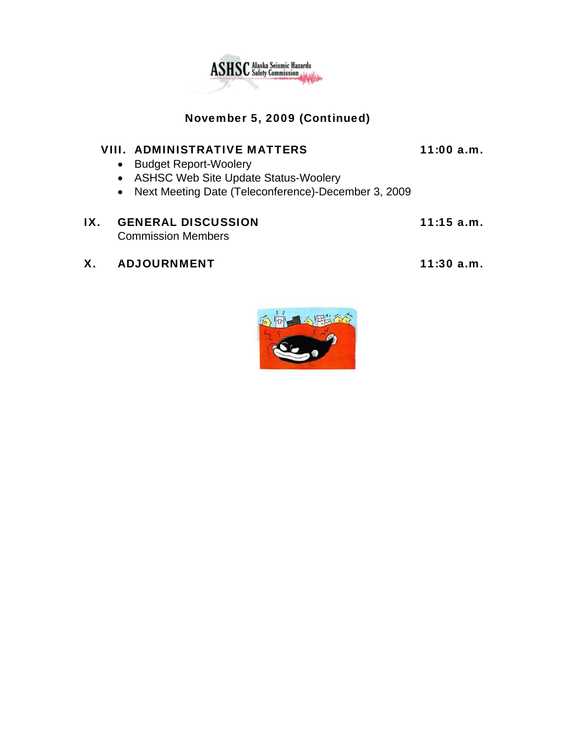ASHSC Alaska Seismic Hazards Safety Commission

## November 5, 2009 (Continued)

### VIII. ADMINISTRATIVE MATTERS — 11:00 a.m.

- Budget Report-Woolery
- ASHSC Web Site Update Status-Woolery
- Next Meeting Date (Teleconference)-December 3, 2009

### IX. GENERAL DISCUSSION — 11:15 a.m.

Commission Members

### X. ADJOURNMENT — 11:30 a.m.